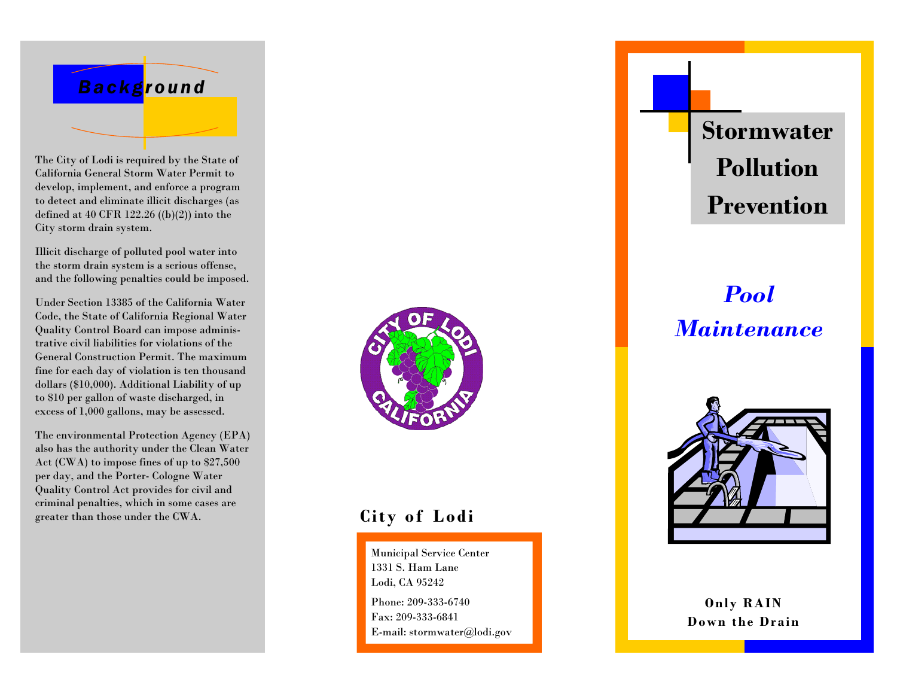## Background

The City of Lodi is required by the State of California General Storm Water Permit to develop, implement, and enforce a program to detect and eliminate illicit discharges (as defined at 40 CFR 122.26 ((b)(2)) into the City storm drain system.

Illicit discharge of polluted pool water into the storm drain system is a serious offense, and the following penalties could be imposed.

Under Section 13385 of the California Water Code, the State of California Regional Water Quality Control Board can impose administrative civil liabilities for violations of the General Construction Permit. The maximum fine for each day of violation is ten thousand dollars ($10,000). Additional Liability of up to $10 per gallon of waste discharged, in excess of 1,000 gallons, may be assessed.

The environmental Protection Agency (EPA) also has the authority under the Clean Water Act (CWA) to impose fines of up to $27,500 per day, and the Porter- Cologne Water Quality Control Act provides for civil and criminal penalties, which in some cases are greater than those under the CWA.

**City of Lodi**

Municipal Service Center
1331 S. Ham Lane
Lodi, CA 95242

Phone: 209-333-6740
Fax: 209-333-6841
E-mail: stormwater@lodi.gov

# Stormwater Pollution Prevention

## *Pool Maintenance*

**Only RAIN Down the Drain**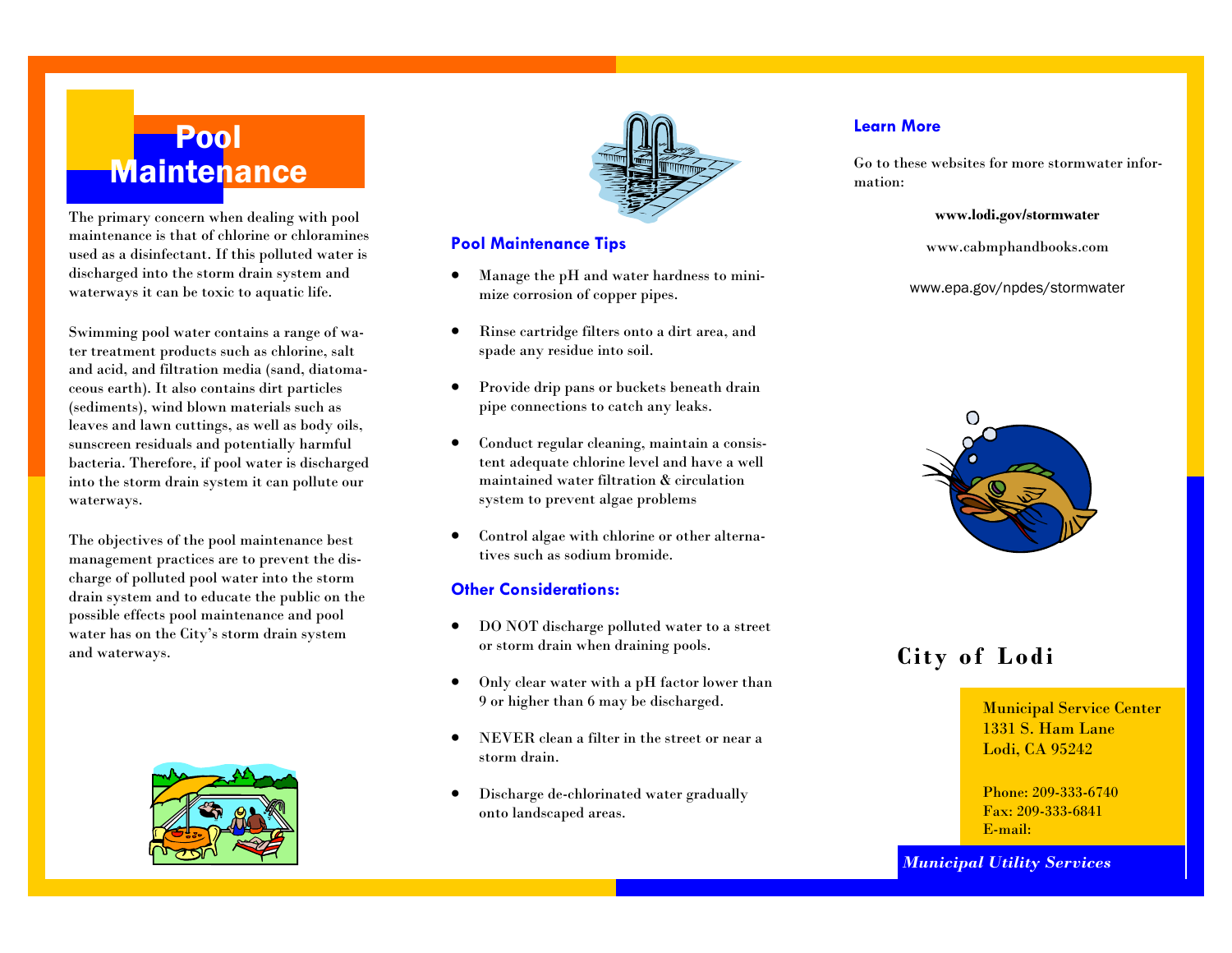# Pool Maintenance

The primary concern when dealing with pool maintenance is that of chlorine or chloramines used as a disinfectant. If this polluted water is discharged into the storm drain system and waterways it can be toxic to aquatic life.

Swimming pool water contains a range of water treatment products such as chlorine, salt and acid, and filtration media (sand, diatomaceous earth). It also contains dirt particles (sediments), wind blown materials such as leaves and lawn cuttings, as well as body oils, sunscreen residuals and potentially harmful bacteria. Therefore, if pool water is discharged into the storm drain system it can pollute our waterways.

The objectives of the pool maintenance best management practices are to prevent the discharge of polluted pool water into the storm drain system and to educate the public on the possible effects pool maintenance and pool water has on the City's storm drain system and waterways.

### Pool Maintenance Tips

- Manage the pH and water hardness to minimize corrosion of copper pipes.
- Rinse cartridge filters onto a dirt area, and spade any residue into soil.
- Provide drip pans or buckets beneath drain pipe connections to catch any leaks.
- Conduct regular cleaning, maintain a consistent adequate chlorine level and have a well maintained water filtration & circulation system to prevent algae problems
- Control algae with chlorine or other alternatives such as sodium bromide.

### Other Considerations:

- DO NOT discharge polluted water to a street or storm drain when draining pools.
- Only clear water with a pH factor lower than 9 or higher than 6 may be discharged.
- NEVER clean a filter in the street or near a storm drain.
- Discharge de-chlorinated water gradually onto landscaped areas.

### Learn More

Go to these websites for more stormwater information:

**www.lodi.gov/stormwater**

www.cabmphandbooks.com

www.epa.gov/npdes/stormwater

## City of Lodi

Municipal Service Center
1331 S. Ham Lane
Lodi, CA 95242

Phone: 209-333-6740
Fax: 209-333-6841
E-mail:

*Municipal Utility Services*